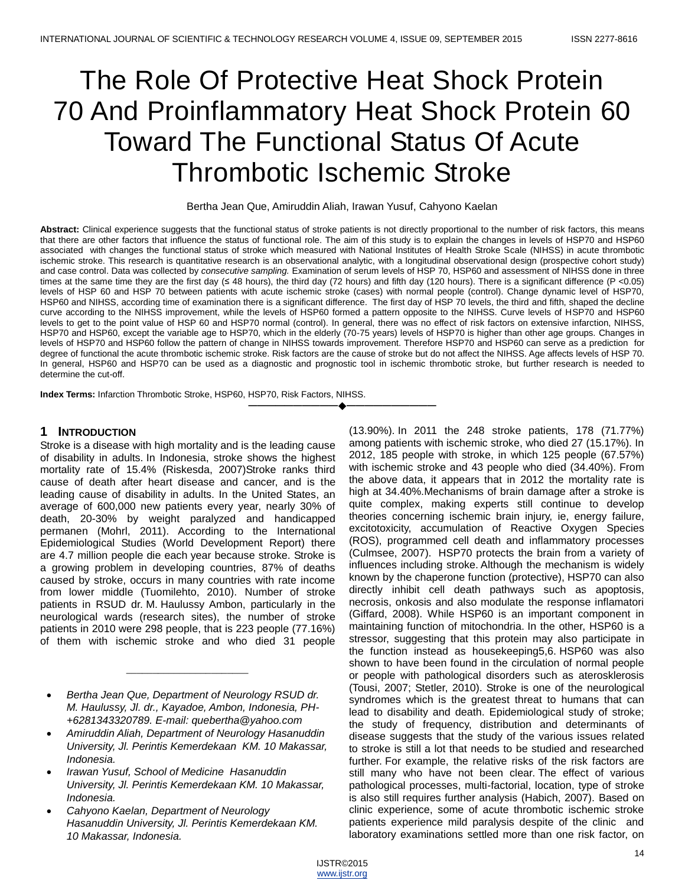# The Role Of Protective Heat Shock Protein 70 And Proinflammatory Heat Shock Protein 60 Toward The Functional Status Of Acute Thrombotic Ischemic Stroke

Bertha Jean Que, Amiruddin Aliah, Irawan Yusuf, Cahyono Kaelan

**Abstract:** Clinical experience suggests that the functional status of stroke patients is not directly proportional to the number of risk factors, this means that there are other factors that influence the status of functional role. The aim of this study is to explain the changes in levels of HSP70 and HSP60 associated with changes the functional status of stroke which measured with National Institutes of Health Stroke Scale (NIHSS) in acute thrombotic ischemic stroke. This research is quantitative research is an observational analytic, with a longitudinal observational design (prospective cohort study) and case control. Data was collected by *consecutive sampling.* Examination of serum levels of HSP 70, HSP60 and assessment of NIHSS done in three times at the same time they are the first day (≤ 48 hours), the third day (72 hours) and fifth day (120 hours). There is a significant difference (P <0.05) levels of HSP 60 and HSP 70 between patients with acute ischemic stroke (cases) with normal people (control). Change dynamic level of HSP70, HSP60 and NIHSS, according time of examination there is a significant difference. The first day of HSP 70 levels, the third and fifth, shaped the decline curve according to the NIHSS improvement, while the levels of HSP60 formed a pattern opposite to the NIHSS. Curve levels of HSP70 and HSP60 levels to get to the point value of HSP 60 and HSP70 normal (control). In general, there was no effect of risk factors on extensive infarction, NIHSS, HSP70 and HSP60, except the variable age to HSP70, which in the elderly (70-75 years) levels of HSP70 is higher than other age groups. Changes in levels of HSP70 and HSP60 follow the pattern of change in NIHSS towards improvement. Therefore HSP70 and HSP60 can serve as a prediction for degree of functional the acute thrombotic ischemic stroke. Risk factors are the cause of stroke but do not affect the NIHSS. Age affects levels of HSP 70. In general, HSP60 and HSP70 can be used as a diagnostic and prognostic tool in ischemic thrombotic stroke, but further research is needed to determine the cut-off.

**Index Terms:** Infarction Thrombotic Stroke, HSP60, HSP70, Risk Factors, NIHSS.

---

## 1 INTRODUCTION

Stroke is a disease with high mortality and is the leading cause of disability in adults. In Indonesia, stroke shows the highest mortality rate of 15.4% (Riskesda, 2007)Stroke ranks third cause of death after heart disease and cancer, and is the leading cause of disability in adults. In the United States, an average of 600,000 new patients every year, nearly 30% of death, 20-30% by weight paralyzed and handicapped permanen (Mohrl, 2011). According to the International Epidemiological Studies (World Development Report) there are 4.7 million people die each year because stroke. Stroke is a growing problem in developing countries, 87% of deaths caused by stroke, occurs in many countries with rate income from lower middle (Tuomilehto, 2010). Number of stroke patients in RSUD dr. M. Haulussy Ambon, particularly in the neurological wards (research sites), the number of stroke patients in 2010 were 298 people, that is 223 people (77.16%) of them with ischemic stroke and who died 31 people (13.90%). In 2011 the 248 stroke patients, 178 (71.77%) among patients with ischemic stroke, who died 27 (15.17%). In 2012, 185 people with stroke, in which 125 people (67.57%) with ischemic stroke and 43 people who died (34.40%). From the above data, it appears that in 2012 the mortality rate is high at 34.40%.Mechanisms of brain damage after a stroke is quite complex, making experts still continue to develop theories concerning ischemic brain injury, ie, energy failure, excitotoxicity, accumulation of Reactive Oxygen Species (ROS), programmed cell death and inflammatory processes (Culmsee, 2007). HSP70 protects the brain from a variety of influences including stroke. Although the mechanism is widely known by the chaperone function (protective), HSP70 can also directly inhibit cell death pathways such as apoptosis, necrosis, onkosis and also modulate the response inflamatori (Giffard, 2008). While HSP60 is an important component in maintaining function of mitochondria. In the other, HSP60 is a stressor, suggesting that this protein may also participate in the function instead as housekeeping5,6. HSP60 was also shown to have been found in the circulation of normal people or people with pathological disorders such as aterosklerosis (Tousi, 2007; Stetler, 2010). Stroke is one of the neurological syndromes which is the greatest threat to humans that can lead to disability and death. Epidemiological study of stroke; the study of frequency, distribution and determinants of disease suggests that the study of the various issues related to stroke is still a lot that needs to be studied and researched further. For example, the relative risks of the risk factors are still many who have not been clear. The effect of various pathological processes, multi-factorial, location, type of stroke is also still requires further analysis (Habich, 2007). Based on clinic experience, some of acute thrombotic ischemic stroke patients experience mild paralysis despite of the clinic and laboratory examinations settled more than one risk factor, on

---

- *Bertha Jean Que, Department of Neurology RSUD dr. M. Haulussy, Jl. dr., Kayadoe, Ambon, Indonesia, PH-+6281343320789. E-mail: quebertha@yahoo.com*
- *Amiruddin Aliah, Department of Neurology Hasanuddin University, Jl. Perintis Kemerdekaan KM. 10 Makassar, Indonesia.*
- *Irawan Yusuf, School of Medicine Hasanuddin University, Jl. Perintis Kemerdekaan KM. 10 Makassar, Indonesia.*
- *Cahyono Kaelan, Department of Neurology Hasanuddin University, Jl. Perintis Kemerdekaan KM. 10 Makassar, Indonesia.*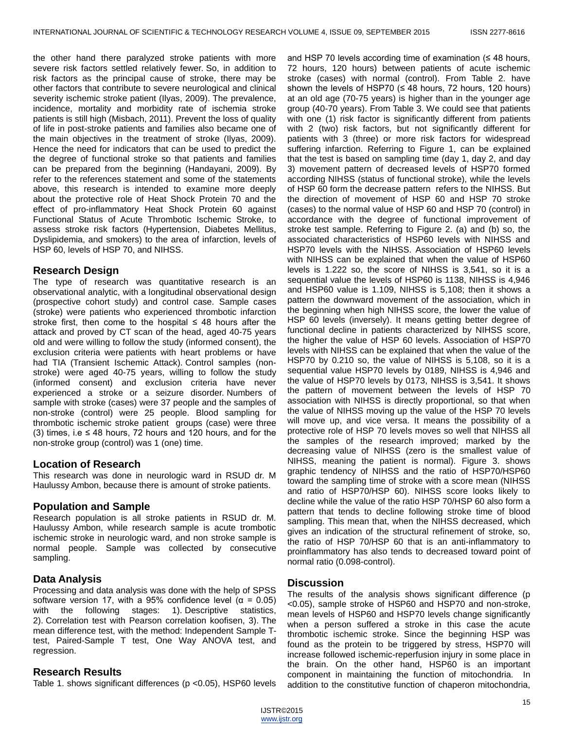the other hand there paralyzed stroke patients with more severe risk factors settled relatively fewer. So, in addition to risk factors as the principal cause of stroke, there may be other factors that contribute to severe neurological and clinical severity ischemic stroke patient (Ilyas, 2009). The prevalence, incidence, mortality and morbidity rate of ischemia stroke patients is still high (Misbach, 2011). Prevent the loss of quality of life in post-stroke patients and families also became one of the main objectives in the treatment of stroke (Ilyas, 2009). Hence the need for indicators that can be used to predict the the degree of functional stroke so that patients and families can be prepared from the beginning (Handayani, 2009). By refer to the references statement and some of the statements above, this research is intended to examine more deeply about the protective role of Heat Shock Protein 70 and the effect of pro-inflammatory Heat Shock Protein 60 against Functional Status of Acute Thrombotic Ischemic Stroke, to assess stroke risk factors (Hypertension, Diabetes Mellitus, Dyslipidemia, and smokers) to the area of infarction, levels of HSP 60, levels of HSP 70, and NIHSS.

## Research Design

The type of research was quantitative research is an observational analytic, with a longitudinal observational design (prospective cohort study) and control case. Sample cases (stroke) were patients who experienced thrombotic infarction stroke first, then come to the hospital ≤ 48 hours after the attack and proved by CT scan of the head, aged 40-75 years old and were willing to follow the study (informed consent), the exclusion criteria were patients with heart problems or have had TIA (Transient Ischemic Attack). Control samples (non-stroke) were aged 40-75 years, willing to follow the study (informed consent) and exclusion criteria have never experienced a stroke or a seizure disorder. Numbers of sample with stroke (cases) were 37 people and the samples of non-stroke (control) were 25 people. Blood sampling for thrombotic ischemic stroke patient groups (case) were three (3) times, i.e ≤ 48 hours, 72 hours and 120 hours, and for the non-stroke group (control) was 1 (one) time.

## Location of Research

This research was done in neurologic ward in RSUD dr. M Haulussy Ambon, because there is amount of stroke patients.

## Population and Sample

Research population is all stroke patients in RSUD dr. M. Haulussy Ambon, while research sample is acute trombotic ischemic stroke in neurologic ward, and non stroke sample is normal people. Sample was collected by consecutive sampling.

## Data Analysis

Processing and data analysis was done with the help of SPSS software version 17, with a 95% confidence level ($\alpha = 0.05$) with the following stages: 1). Descriptive statistics, 2). Correlation test with Pearson correlation koofisen, 3). The mean difference test, with the method: Independent Sample T-test, Paired-Sample T test, One Way ANOVA test, and regression.

## Research Results

Table 1. shows significant differences ($p < 0.05$), HSP60 levels and HSP 70 levels according time of examination (≤ 48 hours, 72 hours, 120 hours) between patients of acute ischemic stroke (cases) with normal (control). From Table 2. have shown the levels of HSP70 (≤ 48 hours, 72 hours, 120 hours) at an old age (70-75 years) is higher than in the younger age group (40-70 years). From Table 3. We could see that patients with one (1) risk factor is significantly different from patients with 2 (two) risk factors, but not significantly different for patients with 3 (three) or more risk factors for widespread suffering infarction. Referring to Figure 1, can be explained that the test is based on sampling time (day 1, day 2, and day 3) movement pattern of decreased levels of HSP70 formed according NIHSS (status of functional stroke), while the levels of HSP 60 form the decrease pattern refers to the NIHSS. But the direction of movement of HSP 60 and HSP 70 stroke (cases) to the normal value of HSP 60 and HSP 70 (control) in accordance with the degree of functional improvement of stroke test sample. Referring to Figure 2. (a) and (b) so, the associated characteristics of HSP60 levels with NIHSS and HSP70 levels with the NIHSS. Association of HSP60 levels with NIHSS can be explained that when the value of HSP60 levels is 1.222 so, the score of NIHSS is 3,541, so it is a sequential value the levels of HSP60 is 1138, NIHSS is 4,946 and HSP60 value is 1.109, NIHSS is 5,108; then it shows a pattern the downward movement of the association, which in the beginning when high NIHSS score, the lower the value of HSP 60 levels (inversely). It means getting better degree of functional decline in patients characterized by NIHSS score, the higher the value of HSP 60 levels. Association of HSP70 levels with NIHSS can be explained that when the value of the HSP70 by 0.210 so, the value of NIHSS is 5,108, so it is a sequential value HSP70 levels by 0189, NIHSS is 4,946 and the value of HSP70 levels by 0173, NIHSS is 3,541. It shows the pattern of movement between the levels of HSP 70 association with NIHSS is directly proportional, so that when the value of NIHSS moving up the value of the HSP 70 levels will move up, and vice versa. It means the possibility of a protective role of HSP 70 levels moves so well that NIHSS all the samples of the research improved; marked by the decreasing value of NIHSS (zero is the smallest value of NIHSS, meaning the patient is normal). Figure 3. shows graphic tendency of NIHSS and the ratio of HSP70/HSP60 toward the sampling time of stroke with a score mean (NIHSS and ratio of HSP70/HSP 60). NIHSS score looks likely to decline while the value of the ratio HSP 70/HSP 60 also form a pattern that tends to decline following stroke time of blood sampling. This mean that, when the NIHSS decreased, which gives an indication of the structural refinement of stroke, so, the ratio of HSP 70/HSP 60 that is an anti-inflammatory to proinflammatory has also tends to decreased toward point of normal ratio (0.098-control).

## Discussion

The results of the analysis shows significant difference ($p < 0.05$), sample stroke of HSP60 and HSP70 and non-stroke, mean levels of HSP60 and HSP70 levels change significantly when a person suffered a stroke in this case the acute thrombotic ischemic stroke. Since the beginning HSP was found as the protein to be triggered by stress, HSP70 will increase followed ischemic-reperfusion injury in some place in the brain. On the other hand, HSP60 is an important component in maintaining the function of mitochondria. In addition to the constitutive function of chaperon mitochondria,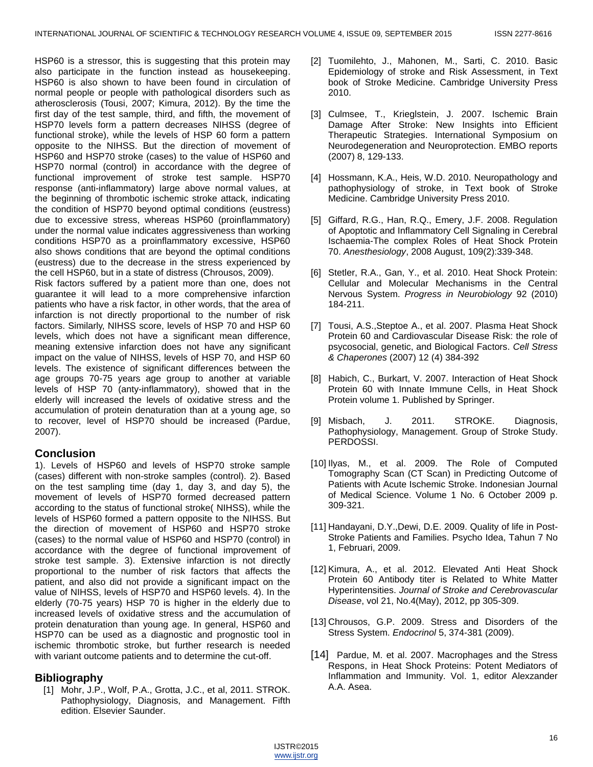HSP60 is a stressor, this is suggesting that this protein may also participate in the function instead as housekeeping. HSP60 is also shown to have been found in circulation of normal people or people with pathological disorders such as atherosclerosis (Tousi, 2007; Kimura, 2012). By the time the first day of the test sample, third, and fifth, the movement of HSP70 levels form a pattern decreases NIHSS (degree of functional stroke), while the levels of HSP 60 form a pattern opposite to the NIHSS. But the direction of movement of HSP60 and HSP70 stroke (cases) to the value of HSP60 and HSP70 normal (control) in accordance with the degree of functional improvement of stroke test sample. HSP70 response (anti-inflammatory) large above normal values, at the beginning of thrombotic ischemic stroke attack, indicating the condition of HSP70 beyond optimal conditions (eustress) due to excessive stress, whereas HSP60 (proinflammatory) under the normal value indicates aggressiveness than working conditions HSP70 as a proinflammatory excessive, HSP60 also shows conditions that are beyond the optimal conditions (eustress) due to the decrease in the stress experienced by the cell HSP60, but in a state of distress (Chrousos, 2009).

Risk factors suffered by a patient more than one, does not guarantee it will lead to a more comprehensive infarction patients who have a risk factor, in other words, that the area of infarction is not directly proportional to the number of risk factors. Similarly, NIHSS score, levels of HSP 70 and HSP 60 levels, which does not have a significant mean difference, meaning extensive infarction does not have any significant impact on the value of NIHSS, levels of HSP 70, and HSP 60 levels. The existence of significant differences between the age groups 70-75 years age group to another at variable levels of HSP 70 (anty-inflammatory), showed that in the elderly will increased the levels of oxidative stress and the accumulation of protein denaturation than at a young age, so to recover, level of HSP70 should be increased (Pardue, 2007).

## Conclusion

1). Levels of HSP60 and levels of HSP70 stroke sample (cases) different with non-stroke samples (control). 2). Based on the test sampling time (day 1, day 3, and day 5), the movement of levels of HSP70 formed decreased pattern according to the status of functional stroke( NIHSS), while the levels of HSP60 formed a pattern opposite to the NIHSS. But the direction of movement of HSP60 and HSP70 stroke (cases) to the normal value of HSP60 and HSP70 (control) in accordance with the degree of functional improvement of stroke test sample. 3). Extensive infarction is not directly proportional to the number of risk factors that affects the patient, and also did not provide a significant impact on the value of NIHSS, levels of HSP70 and HSP60 levels. 4). In the elderly (70-75 years) HSP 70 is higher in the elderly due to increased levels of oxidative stress and the accumulation of protein denaturation than young age. In general, HSP60 and HSP70 can be used as a diagnostic and prognostic tool in ischemic thrombotic stroke, but further research is needed with variant outcome patients and to determine the cut-off.

## Bibliography

[1] Mohr, J.P., Wolf, P.A., Grotta, J.C., et al, 2011. STROK. Pathophysiology, Diagnosis, and Management. Fifth edition. Elsevier Saunder.

[2] Tuomilehto, J., Mahonen, M., Sarti, C. 2010. Basic Epidemiology of stroke and Risk Assessment, in Text book of Stroke Medicine. Cambridge University Press 2010.

[3] Culmsee, T., Krieglstein, J. 2007. Ischemic Brain Damage After Stroke: New Insights into Efficient Therapeutic Strategies. International Symposium on Neurodegeneration and Neuroprotection. EMBO reports (2007) 8, 129-133.

[4] Hossmann, K.A., Heis, W.D. 2010. Neuropathology and pathophysiology of stroke, in Text book of Stroke Medicine. Cambridge University Press 2010.

[5] Giffard, R.G., Han, R.Q., Emery, J.F. 2008. Regulation of Apoptotic and Inflammatory Cell Signaling in Cerebral Ischaemia-The complex Roles of Heat Shock Protein 70. *Anesthesiology*, 2008 August, 109(2):339-348.

[6] Stetler, R.A., Gan, Y., et al. 2010. Heat Shock Protein: Cellular and Molecular Mechanisms in the Central Nervous System. *Progress in Neurobiology* 92 (2010) 184-211.

[7] Tousi, A.S.,Steptoe A., et al. 2007. Plasma Heat Shock Protein 60 and Cardiovascular Disease Risk: the role of psycosocial, genetic, and Biological Factors. *Cell Stress & Chaperones* (2007) 12 (4) 384-392

[8] Habich, C., Burkart, V. 2007. Interaction of Heat Shock Protein 60 with Innate Immune Cells, in Heat Shock Protein volume 1. Published by Springer.

[9] Misbach, J. 2011. STROKE. Diagnosis, Pathophysiology, Management. Group of Stroke Study. PERDOSSI.

[10] Ilyas, M., et al. 2009. The Role of Computed Tomography Scan (CT Scan) in Predicting Outcome of Patients with Acute Ischemic Stroke. Indonesian Journal of Medical Science. Volume 1 No. 6 October 2009 p. 309-321.

[11] Handayani, D.Y.,Dewi, D.E. 2009. Quality of life in Post-Stroke Patients and Families. Psycho Idea, Tahun 7 No 1, Februari, 2009.

[12] Kimura, A., et al. 2012. Elevated Anti Heat Shock Protein 60 Antibody titer is Related to White Matter Hyperintensities. *Journal of Stroke and Cerebrovascular Disease*, vol 21, No.4(May), 2012, pp 305-309.

[13] Chrousos, G.P. 2009. Stress and Disorders of the Stress System. *Endocrinol* 5, 374-381 (2009).

[14] Pardue, M. et al. 2007. Macrophages and the Stress Respons, in Heat Shock Proteins: Potent Mediators of Inflammation and Immunity. Vol. 1, editor Alexzander A.A. Asea.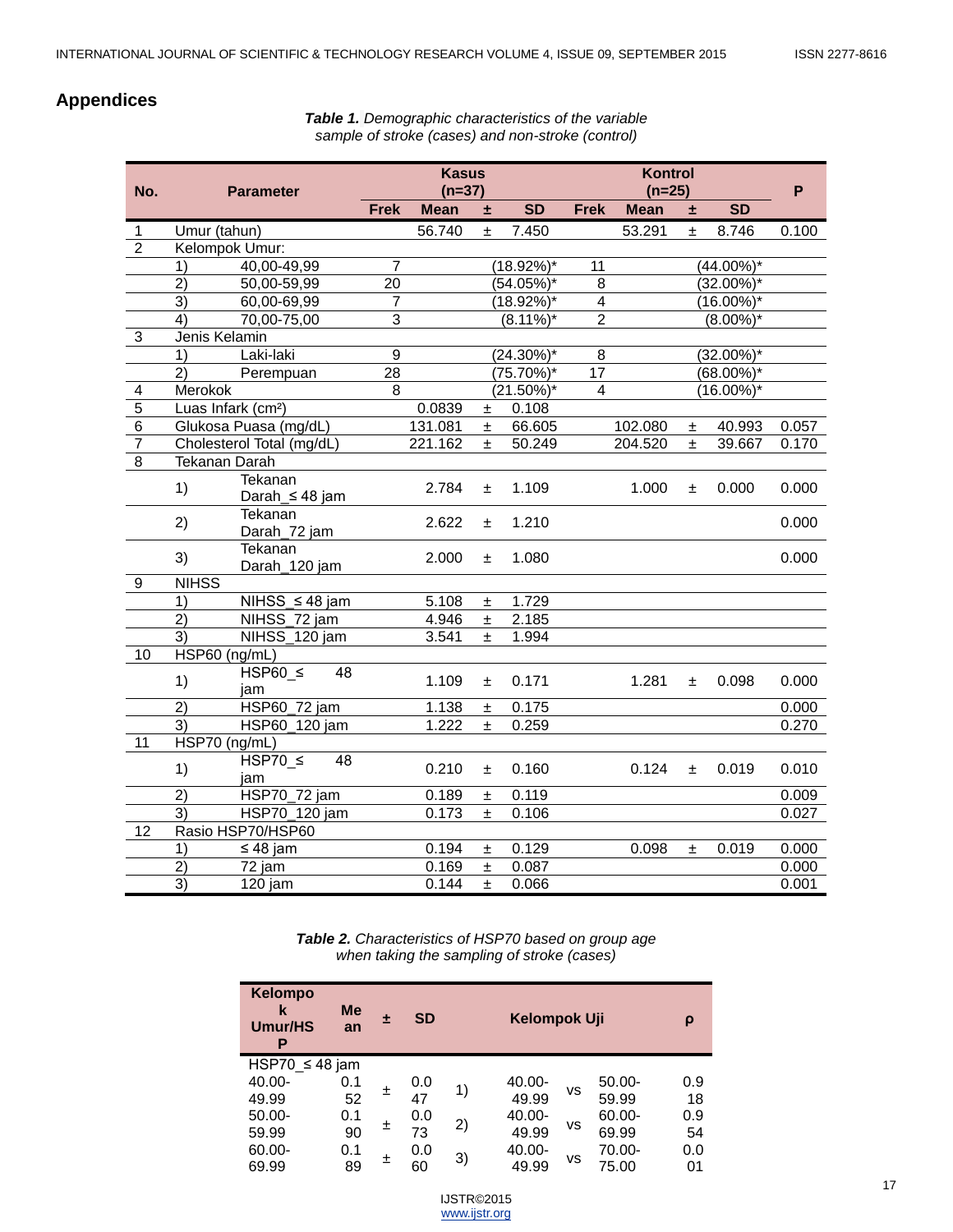## Appendices

***Table 1.*** *Demographic characteristics of the variable sample of stroke (cases) and non-stroke (control)*

| No. | Parameter | | Kasus (n=37) | | | | Kontrol (n=25) | | | | P |
|---|---|---|---|---|---|---|---|---|---|---|---|
| | | | Frek | Mean | ± | SD | Frek | Mean | ± | SD | |
| 1 | Umur (tahun) | | | 56.740 | ± | 7.450 | | 53.291 | ± | 8.746 | 0.100 |
| 2 | Kelompok Umur: | | | | | | | | | | |
| | 1) | 40,00-49,99 | 7 | | | (18.92%)* | 11 | | | (44.00%)* | |
| | 2) | 50,00-59,99 | 20 | | | (54.05%)* | 8 | | | (32.00%)* | |
| | 3) | 60,00-69,99 | 7 | | | (18.92%)* | 4 | | | (16.00%)* | |
| | 4) | 70,00-75,00 | 3 | | | (8.11%)* | 2 | | | (8.00%)* | |
| 3 | Jenis Kelamin | | | | | | | | | | |
| | 1) | Laki-laki | 9 | | | (24.30%)* | 8 | | | (32.00%)* | |
| | 2) | Perempuan | 28 | | | (75.70%)* | 17 | | | (68.00%)* | |
| 4 | Merokok | | 8 | | | (21.50%)* | 4 | | | (16.00%)* | |
| 5 | Luas Infark (cm²) | | | 0.0839 | ± | 0.108 | | | | | |
| 6 | Glukosa Puasa (mg/dL) | | | 131.081 | ± | 66.605 | | 102.080 | ± | 40.993 | 0.057 |
| 7 | Cholesterol Total (mg/dL) | | | 221.162 | ± | 50.249 | | 204.520 | ± | 39.667 | 0.170 |
| 8 | Tekanan Darah | | | | | | | | | | |
| | 1) | Tekanan Darah_≤ 48 jam | | 2.784 | ± | 1.109 | | 1.000 | ± | 0.000 | 0.000 |
| | 2) | Tekanan Darah_72 jam | | 2.622 | ± | 1.210 | | | | | 0.000 |
| | 3) | Tekanan Darah_120 jam | | 2.000 | ± | 1.080 | | | | | 0.000 |
| 9 | NIHSS | | | | | | | | | | |
| | 1) | NIHSS_≤ 48 jam | | 5.108 | ± | 1.729 | | | | | |
| | 2) | NIHSS_72 jam | | 4.946 | ± | 2.185 | | | | | |
| | 3) | NIHSS_120 jam | | 3.541 | ± | 1.994 | | | | | |
| 10 | HSP60 (ng/mL) | | | | | | | | | | |
| | 1) | HSP60_≤ 48 jam | | 1.109 | ± | 0.171 | | 1.281 | ± | 0.098 | 0.000 |
| | 2) | HSP60_72 jam | | 1.138 | ± | 0.175 | | | | | 0.000 |
| | 3) | HSP60_120 jam | | 1.222 | ± | 0.259 | | | | | 0.270 |
| 11 | HSP70 (ng/mL) | | | | | | | | | | |
| | 1) | HSP70_≤ 48 jam | | 0.210 | ± | 0.160 | | 0.124 | ± | 0.019 | 0.010 |
| | 2) | HSP70_72 jam | | 0.189 | ± | 0.119 | | | | | 0.009 |
| | 3) | HSP70_120 jam | | 0.173 | ± | 0.106 | | | | | 0.027 |
| 12 | Rasio HSP70/HSP60 | | | | | | | | | | |
| | 1) | ≤ 48 jam | | 0.194 | ± | 0.129 | | 0.098 | ± | 0.019 | 0.000 |
| | 2) | 72 jam | | 0.169 | ± | 0.087 | | | | | 0.000 |
| | 3) | 120 jam | | 0.144 | ± | 0.066 | | | | | 0.001 |

***Table 2.*** *Characteristics of HSP70 based on group age when taking the sampling of stroke (cases)*

| Kelompok Umur/HSP | Mean | ± | SD | Kelompok Uji | | | | ρ |
|---|---|---|---|---|---|---|---|---|
| HSP70_≤ 48 jam | | | | | | | | |
| 40.00-49.99 | 0.152 | ± | 0.047 | 1) | 40.00-49.99 | vs | 50.00-59.99 | 0.918 |
| 50.00-59.99 | 0.190 | ± | 0.073 | 2) | 40.00-49.99 | vs | 60.00-69.99 | 0.954 |
| 60.00-69.99 | 0.189 | ± | 0.060 | 3) | 40.00-49.99 | vs | 70.00-75.00 | 0.001 |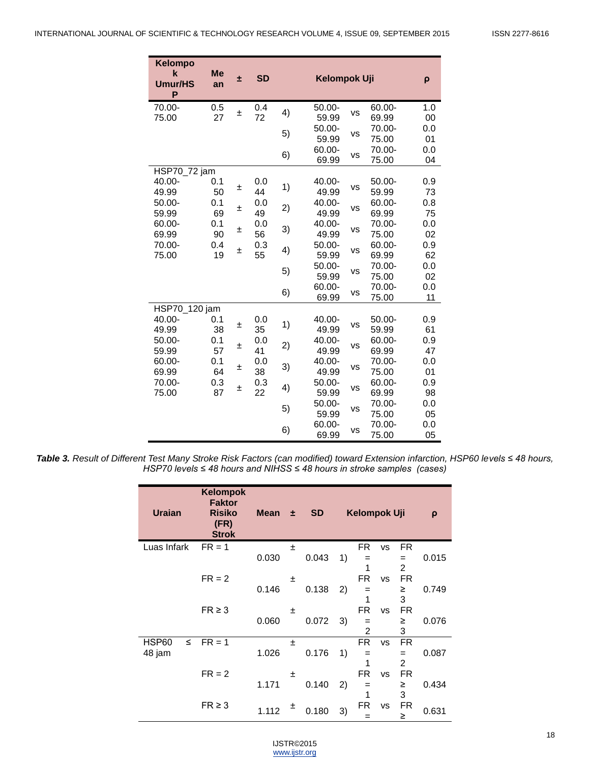| Kelompok Umur/HSP | Mean | ± | SD | | Kelompok Uji | | | ρ |
|---|---|---|---|---|---|---|---|---|
| 70.00-75.00 | 0.527 | ± | 0.472 | 4) | 50.00-59.99 | vs | 60.00-69.99 | 1.000 |
| | | | | 5) | 50.00-59.99 | vs | 70.00-75.00 | 0.001 |
| | | | | 6) | 60.00-69.99 | vs | 70.00-75.00 | 0.004 |
| HSP70_72 jam | | | | | | | | |
| 40.00-49.99 | 0.150 | ± | 0.044 | 1) | 40.00-49.99 | vs | 50.00-59.99 | 0.973 |
| 50.00-59.99 | 0.169 | ± | 0.049 | 2) | 40.00-49.99 | vs | 60.00-69.99 | 0.875 |
| 60.00-69.99 | 0.190 | ± | 0.056 | 3) | 40.00-49.99 | vs | 70.00-75.00 | 0.002 |
| 70.00-75.00 | 0.419 | ± | 0.355 | 4) | 50.00-59.99 | vs | 60.00-69.99 | 0.962 |
| | | | | 5) | 50.00-59.99 | vs | 70.00-75.00 | 0.002 |
| | | | | 6) | 60.00-69.99 | vs | 70.00-75.00 | 0.011 |
| HSP70_120 jam | | | | | | | | |
| 40.00-49.99 | 0.138 | ± | 0.035 | 1) | 40.00-49.99 | vs | 50.00-59.99 | 0.961 |
| 50.00-59.99 | 0.157 | ± | 0.041 | 2) | 40.00-49.99 | vs | 60.00-69.99 | 0.947 |
| 60.00-69.99 | 0.164 | ± | 0.038 | 3) | 40.00-49.99 | vs | 70.00-75.00 | 0.001 |
| 70.00-75.00 | 0.387 | ± | 0.322 | 4) | 50.00-59.99 | vs | 60.00-69.99 | 0.998 |
| | | | | 5) | 50.00-59.99 | vs | 70.00-75.00 | 0.005 |
| | | | | 6) | 60.00-69.99 | vs | 70.00-75.00 | 0.005 |

***Table 3.*** *Result of Different Test Many Stroke Risk Factors (can modified) toward Extension infarction, HSP60 levels ≤ 48 hours, HSP70 levels ≤ 48 hours and NIHSS ≤ 48 hours in stroke samples (cases)*

| Uraian | Kelompok Faktor Risiko (FR) Strok | Mean | ± | SD | | Kelompok Uji | | | ρ |
|---|---|---|---|---|---|---|---|---|---|
| Luas Infark | FR = 1 | 0.030 | ± | 0.043 | 1) | FR = 1 | vs | FR = 2 | 0.015 |
| | FR = 2 | 0.146 | ± | 0.138 | 2) | FR = 1 | vs | FR ≥ 3 | 0.749 |
| | FR ≥ 3 | 0.060 | ± | 0.072 | 3) | FR = 2 | vs | FR ≥ 3 | 0.076 |
| HSP60 ≤ 48 jam | FR = 1 | 1.026 | ± | 0.176 | 1) | FR = 1 | vs | FR = 2 | 0.087 |
| | FR = 2 | 1.171 | ± | 0.140 | 2) | FR = 1 | vs | FR ≥ 3 | 0.434 |
| | FR ≥ 3 | 1.112 | ± | 0.180 | 3) | FR = | vs | FR ≥ | 0.631 |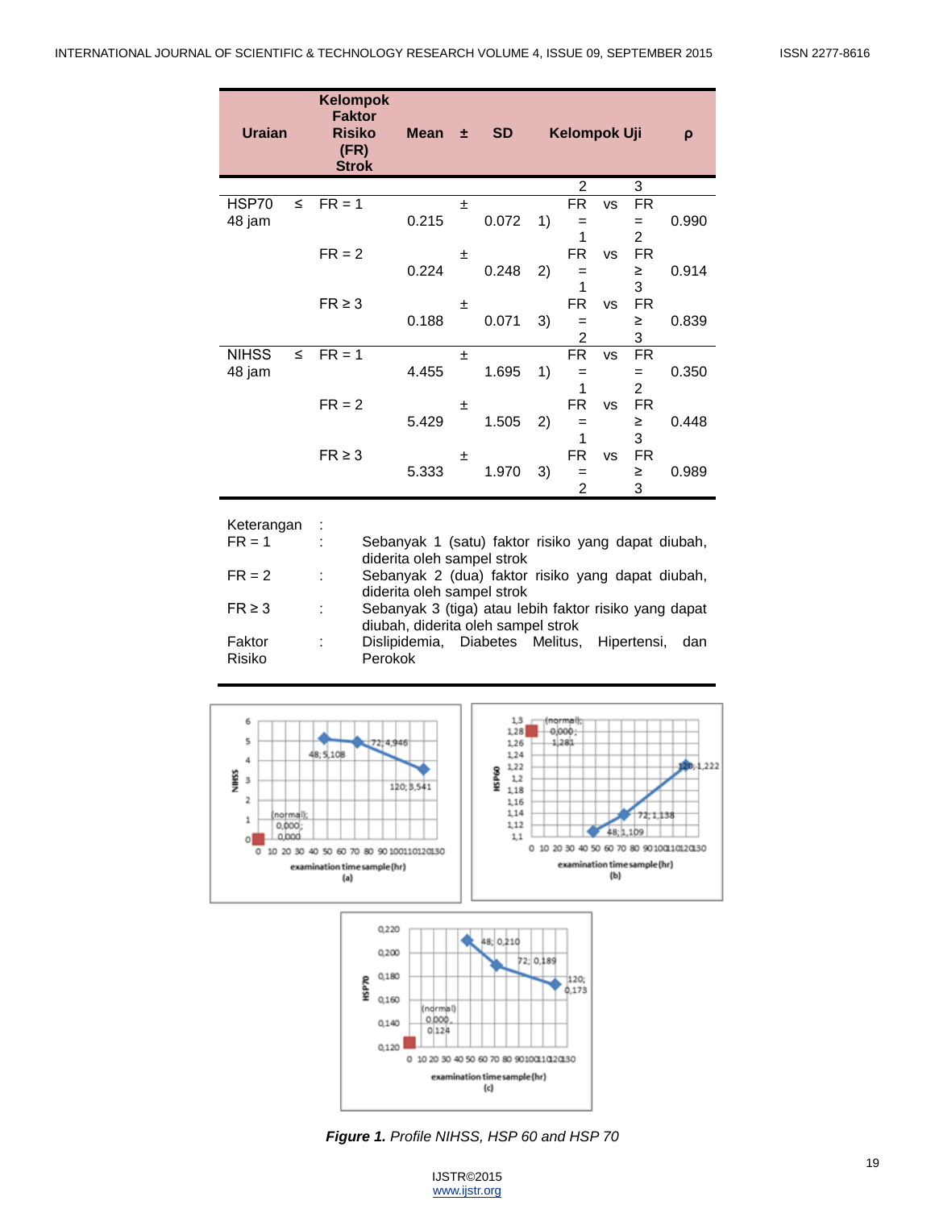| Uraian | Kelompok Faktor Risiko (FR) Strok | Mean | ± | SD | Kelompok Uji | | | | ρ |
|---|---|---|---|---|---|---|---|---|---|
| | | | | | | 2 | | 3 | |
| HSP70 ≤ 48 jam | FR = 1 | 0.215 | ± | 0.072 | 1) | FR = 1 | vs | FR = 2 | 0.990 |
| | FR = 2 | 0.224 | ± | 0.248 | 2) | FR = 1 | vs | FR ≥ 3 | 0.914 |
| | FR ≥ 3 | 0.188 | ± | 0.071 | 3) | FR = 2 | vs | FR ≥ 3 | 0.839 |
| NIHSS ≤ 48 jam | FR = 1 | 4.455 | ± | 1.695 | 1) | FR = 1 | vs | FR = 2 | 0.350 |
| | FR = 2 | 5.429 | ± | 1.505 | 2) | FR = 1 | vs | FR ≥ 3 | 0.448 |
| | FR ≥ 3 | 5.333 | ± | 1.970 | 3) | FR = 2 | vs | FR ≥ 3 | 0.989 |

Keterangan :

FR = 1 : Sebanyak 1 (satu) faktor risiko yang dapat diubah, diderita oleh sampel strok

FR = 2 : Sebanyak 2 (dua) faktor risiko yang dapat diubah, diderita oleh sampel strok

FR ≥ 3 : Sebanyak 3 (tiga) atau lebih faktor risiko yang dapat diubah, diderita oleh sampel strok

Faktor Risiko : Dislipidemia, Diabetes Melitus, Hipertensi, dan Perokok

***Figure 1.*** *Profile NIHSS, HSP 60 and HSP 70*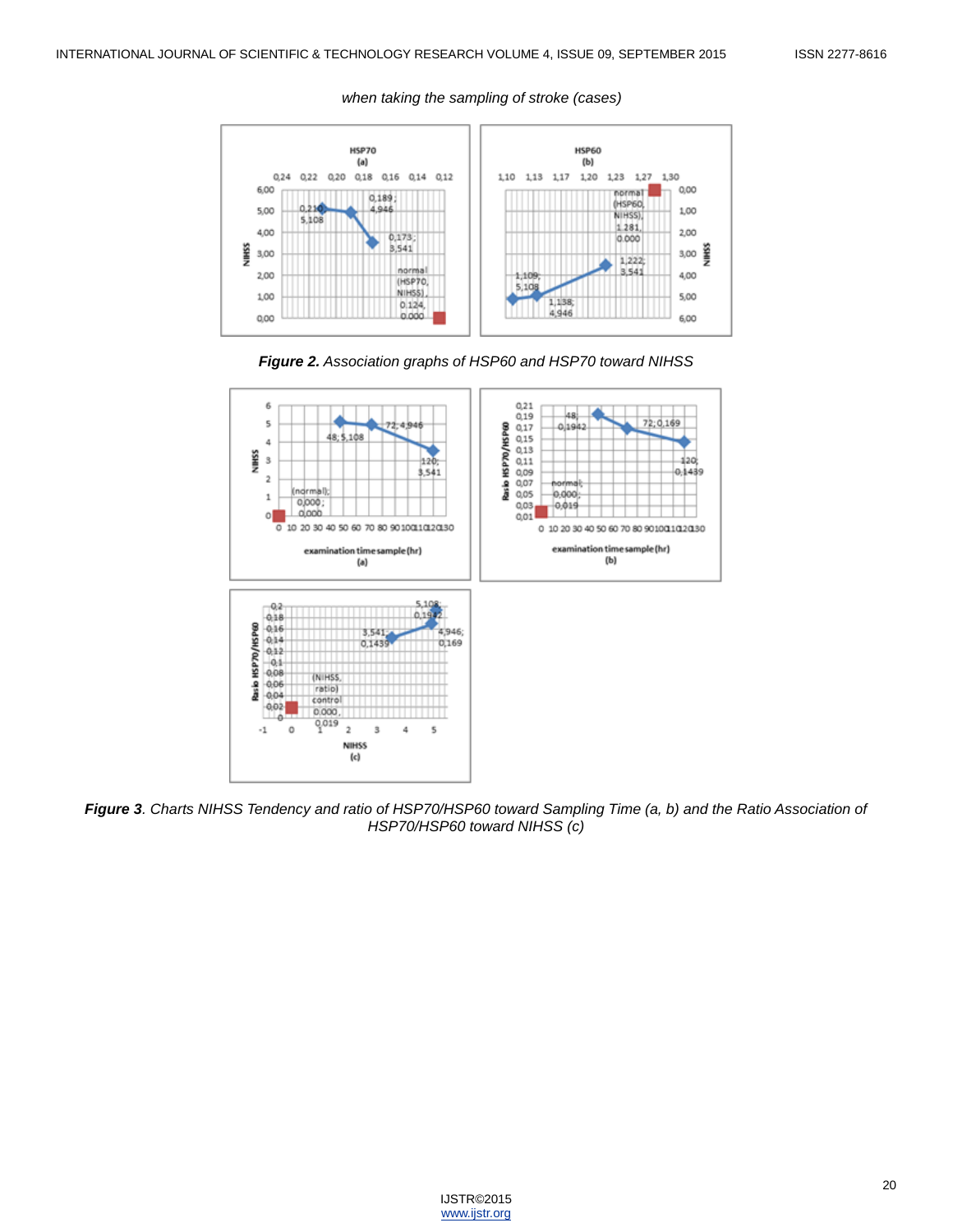*when taking the sampling of stroke (cases)*

HSP70
(a)
0,24 0,22 0,20 0,18 0,16 0,14 0,12
6,00 5,00 4,00 3,00 2,00 1,00 0,00
NIHSS
0,210; 5,108
0,189; 4,946
0,173; 3,541
normal (HSP70, NIHSS), 0,124; 0,000

HSP60
(b)
1,10 1,13 1,17 1,20 1,23 1,27 1,30
0,00 1,00 2,00 3,00 4,00 5,00 6,00
NIHSS
normal (HSP60, NIHSS), 1,281; 0,000
1,222; 3,541
1,109; 5,108
1,138; 4,946

***Figure 2.*** *Association graphs of HSP60 and HSP70 toward NIHSS*

NIHSS
6 5 4 3 2 1 0
48; 5,108
72; 4,946
120; 3,541
(normal); 0,000; 0,000
0 10 20 30 40 50 60 70 80 90 100 110 120 130
examination time sample (hr)
(a)

Rasio HSP70/HSP60
0,21 0,19 0,17 0,15 0,13 0,11 0,09 0,07 0,05 0,03 0,01
48; 0,1942
72; 0,169
120; 0,1439
normal; 0,000; 0,019
0 10 20 30 40 50 60 70 80 90 100 110 120 130
examination time sample (hr)
(b)

Rasio HSP70/HSP60
0,2 0,18 0,16 0,14 0,12 0,1 0,08 0,06 0,04 0,02 0
5,108; 0,1942
4,946; 0,169
3,541; 0,1439
(NIHSS, ratio) control 0,000; 0,019
-1 0 1 2 3 4 5
NIHSS
(c)

***Figure 3****. Charts NIHSS Tendency and ratio of HSP70/HSP60 toward Sampling Time (a, b) and the Ratio Association of HSP70/HSP60 toward NIHSS (c)*